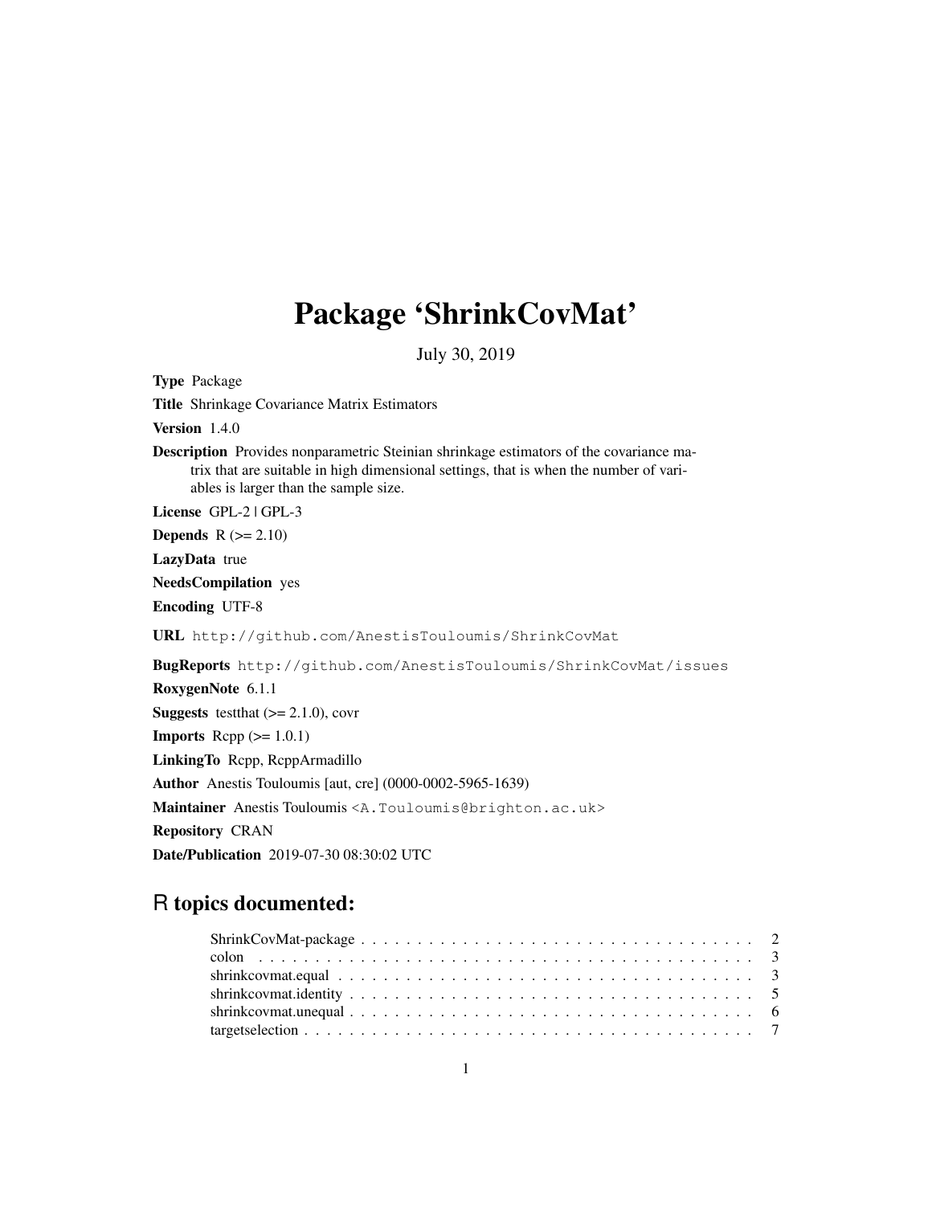# Package 'ShrinkCovMat'

July 30, 2019

**Type** Package

**Title** Shrinkage Covariance Matrix Estimators

**Version** 1.4.0

**Description** Provides nonparametric Steinian shrinkage estimators of the covariance matrix that are suitable in high dimensional settings, that is when the number of variables is larger than the sample size.

**License** GPL-2 | GPL-3

**Depends** R (>= 2.10)

**LazyData** true

**NeedsCompilation** yes

**Encoding** UTF-8

**URL** http://github.com/AnestisTouloumis/ShrinkCovMat

**BugReports** http://github.com/AnestisTouloumis/ShrinkCovMat/issues

**RoxygenNote** 6.1.1

**Suggests** testthat (>= 2.1.0), covr

**Imports** Rcpp (>= 1.0.1)

**LinkingTo** Rcpp, RcppArmadillo

**Author** Anestis Touloumis [aut, cre] (0000-0002-5965-1639)

**Maintainer** Anestis Touloumis <A.Touloumis@brighton.ac.uk>

**Repository** CRAN

**Date/Publication** 2019-07-30 08:30:02 UTC

## R topics documented:

- ShrinkCovMat-package . . . . . . . . . . . . . . . . . . . . . . . . . . . . . . . . . . . . 2
- colon . . . . . . . . . . . . . . . . . . . . . . . . . . . . . . . . . . . . . . . . . . . . . 3
- shrinkcovmat.equal . . . . . . . . . . . . . . . . . . . . . . . . . . . . . . . . . . . . . . 3
- shrinkcovmat.identity . . . . . . . . . . . . . . . . . . . . . . . . . . . . . . . . . . . . 5
- shrinkcovmat.unequal . . . . . . . . . . . . . . . . . . . . . . . . . . . . . . . . . . . . 6
- targetselection . . . . . . . . . . . . . . . . . . . . . . . . . . . . . . . . . . . . . . . . 7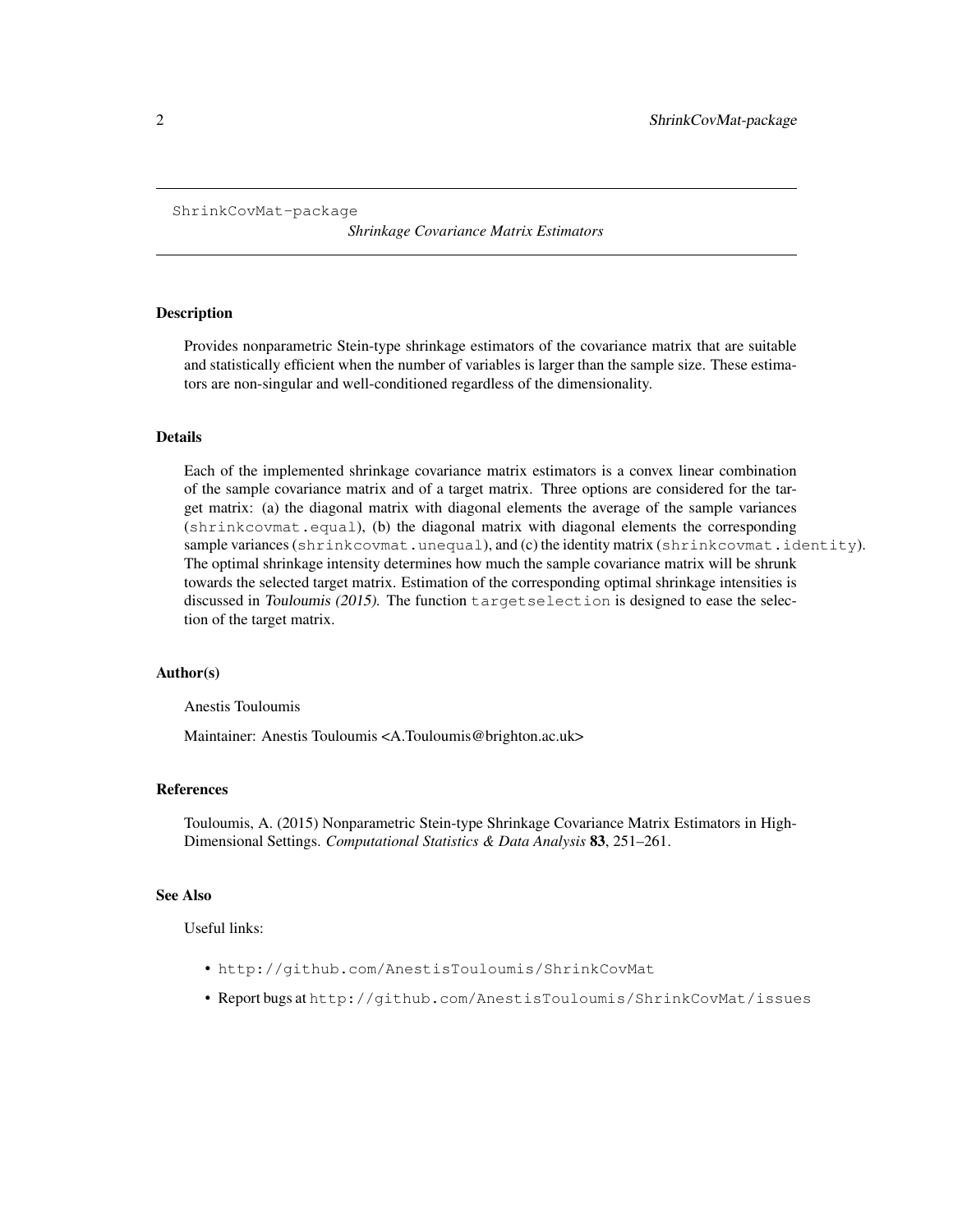# ShrinkCovMat-package *Shrinkage Covariance Matrix Estimators*

## Description

Provides nonparametric Stein-type shrinkage estimators of the covariance matrix that are suitable and statistically efficient when the number of variables is larger than the sample size. These estimators are non-singular and well-conditioned regardless of the dimensionality.

## Details

Each of the implemented shrinkage covariance matrix estimators is a convex linear combination of the sample covariance matrix and of a target matrix. Three options are considered for the target matrix: (a) the diagonal matrix with diagonal elements the average of the sample variances (`shrinkcovmat.equal`), (b) the diagonal matrix with diagonal elements the corresponding sample variances (`shrinkcovmat.unequal`), and (c) the identity matrix (`shrinkcovmat.identity`). The optimal shrinkage intensity determines how much the sample covariance matrix will be shrunk towards the selected target matrix. Estimation of the corresponding optimal shrinkage intensities is discussed in *Touloumis (2015)*. The function `targetselection` is designed to ease the selection of the target matrix.

## Author(s)

Anestis Touloumis

Maintainer: Anestis Touloumis <A.Touloumis@brighton.ac.uk>

## References

Touloumis, A. (2015) Nonparametric Stein-type Shrinkage Covariance Matrix Estimators in High-Dimensional Settings. *Computational Statistics & Data Analysis* **83**, 251–261.

## See Also

Useful links:

- `http://github.com/AnestisTouloumis/ShrinkCovMat`
- Report bugs at `http://github.com/AnestisTouloumis/ShrinkCovMat/issues`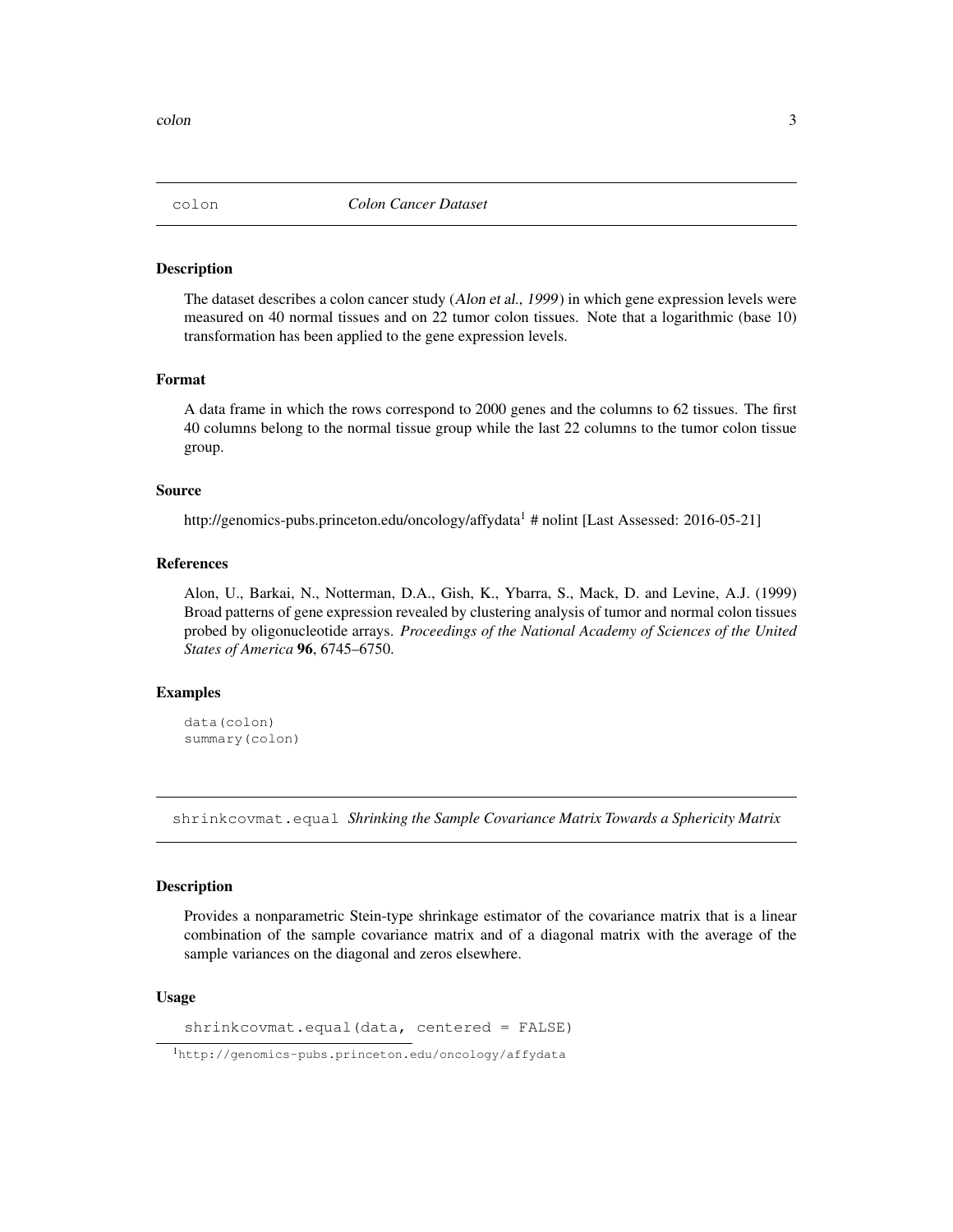## colon — *Colon Cancer Dataset*

### Description

The dataset describes a colon cancer study (*Alon et al., 1999*) in which gene expression levels were measured on 40 normal tissues and on 22 tumor colon tissues. Note that a logarithmic (base 10) transformation has been applied to the gene expression levels.

### Format

A data frame in which the rows correspond to 2000 genes and the columns to 62 tissues. The first 40 columns belong to the normal tissue group while the last 22 columns to the tumor colon tissue group.

### Source

http://genomics-pubs.princeton.edu/oncology/affydata[1] # nolint [Last Assessed: 2016-05-21]

### References

Alon, U., Barkai, N., Notterman, D.A., Gish, K., Ybarra, S., Mack, D. and Levine, A.J. (1999) Broad patterns of gene expression revealed by clustering analysis of tumor and normal colon tissues probed by oligonucleotide arrays. *Proceedings of the National Academy of Sciences of the United States of America* **96**, 6745–6750.

### Examples

```
data(colon)
summary(colon)
```

## shrinkcovmat.equal — *Shrinking the Sample Covariance Matrix Towards a Sphericity Matrix*

### Description

Provides a nonparametric Stein-type shrinkage estimator of the covariance matrix that is a linear combination of the sample covariance matrix and of a diagonal matrix with the average of the sample variances on the diagonal and zeros elsewhere.

### Usage

```
shrinkcovmat.equal(data, centered = FALSE)
```

[1] http://genomics-pubs.princeton.edu/oncology/affydata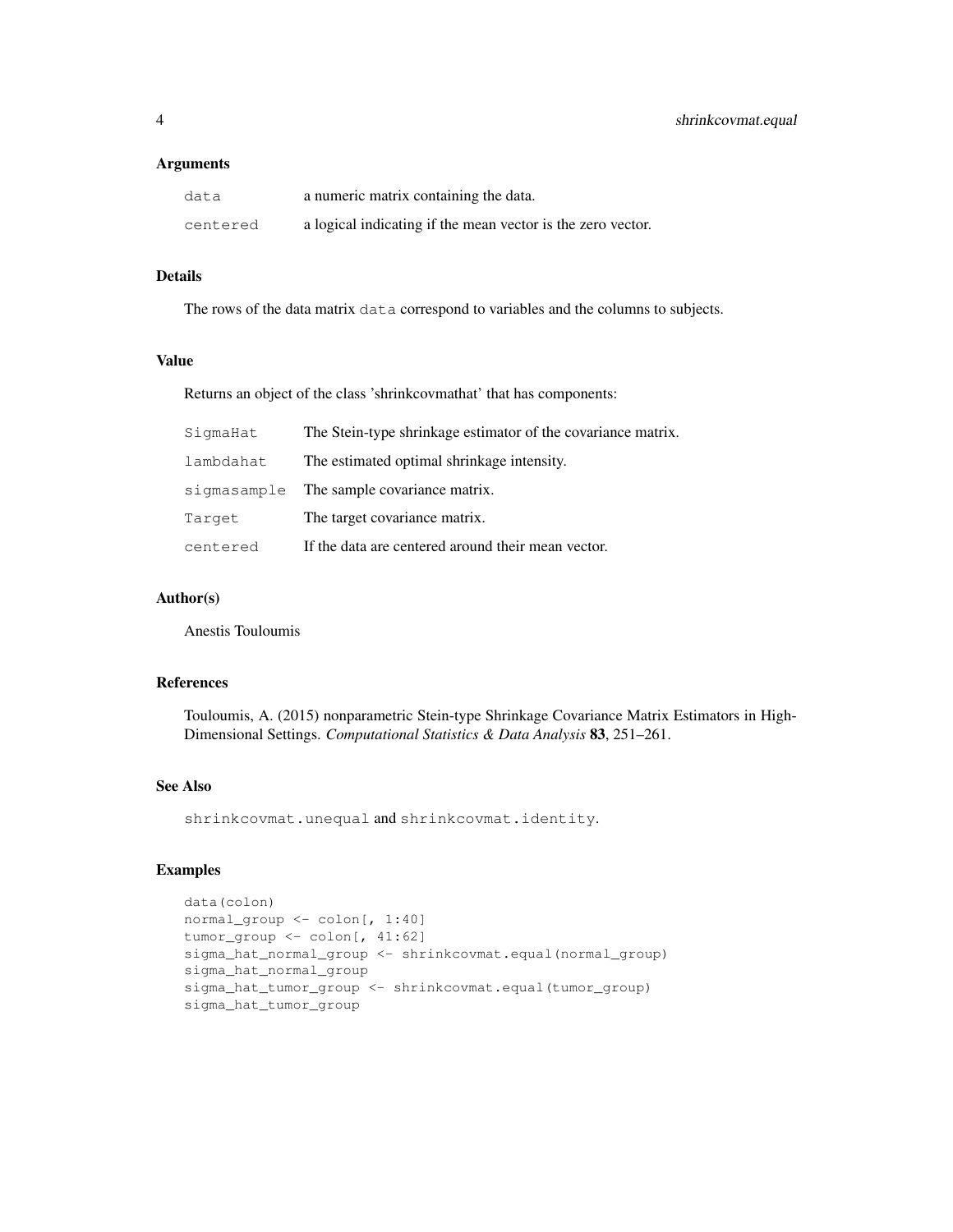### Arguments

| | |
|---|---|
| `data` | a numeric matrix containing the data. |
| `centered` | a logical indicating if the mean vector is the zero vector. |

### Details

The rows of the data matrix `data` correspond to variables and the columns to subjects.

### Value

Returns an object of the class 'shrinkcovmathat' that has components:

| | |
|---|---|
| `SigmaHat` | The Stein-type shrinkage estimator of the covariance matrix. |
| `lambdahat` | The estimated optimal shrinkage intensity. |
| `sigmasample` | The sample covariance matrix. |
| `Target` | The target covariance matrix. |
| `centered` | If the data are centered around their mean vector. |

### Author(s)

Anestis Touloumis

### References

Touloumis, A. (2015) nonparametric Stein-type Shrinkage Covariance Matrix Estimators in High-Dimensional Settings. *Computational Statistics & Data Analysis* **83**, 251–261.

### See Also

`shrinkcovmat.unequal` and `shrinkcovmat.identity`.

### Examples

```
data(colon)
normal_group <- colon[, 1:40]
tumor_group <- colon[, 41:62]
sigma_hat_normal_group <- shrinkcovmat.equal(normal_group)
sigma_hat_normal_group
sigma_hat_tumor_group <- shrinkcovmat.equal(tumor_group)
sigma_hat_tumor_group
```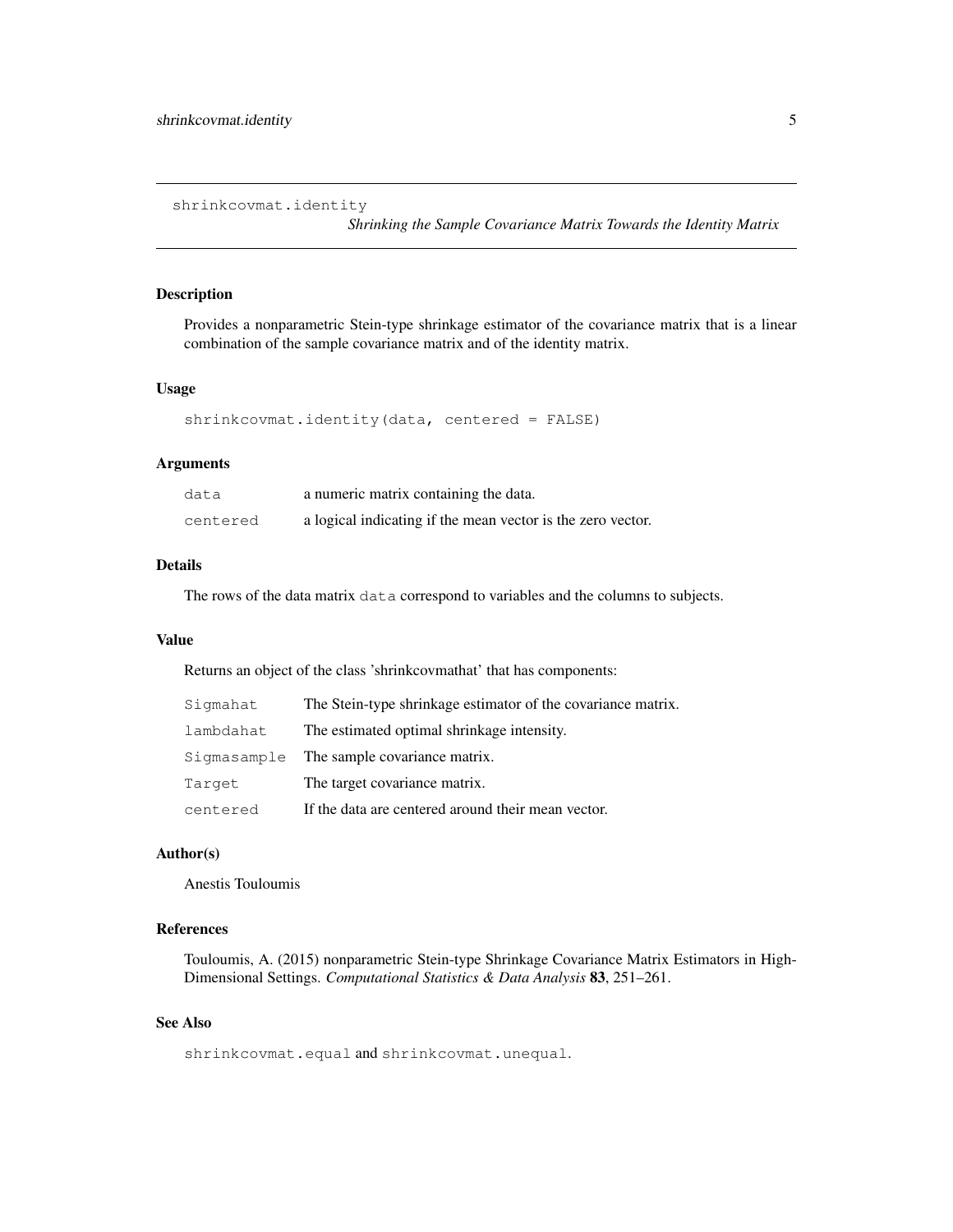## shrinkcovmat.identity

*Shrinking the Sample Covariance Matrix Towards the Identity Matrix*

### Description

Provides a nonparametric Stein-type shrinkage estimator of the covariance matrix that is a linear combination of the sample covariance matrix and of the identity matrix.

### Usage

```
shrinkcovmat.identity(data, centered = FALSE)
```

### Arguments

| | |
|---|---|
| `data` | a numeric matrix containing the data. |
| `centered` | a logical indicating if the mean vector is the zero vector. |

### Details

The rows of the data matrix `data` correspond to variables and the columns to subjects.

### Value

Returns an object of the class 'shrinkcovmathat' that has components:

| | |
|---|---|
| `Sigmahat` | The Stein-type shrinkage estimator of the covariance matrix. |
| `lambdahat` | The estimated optimal shrinkage intensity. |
| `Sigmasample` | The sample covariance matrix. |
| `Target` | The target covariance matrix. |
| `centered` | If the data are centered around their mean vector. |

### Author(s)

Anestis Touloumis

### References

Touloumis, A. (2015) nonparametric Stein-type Shrinkage Covariance Matrix Estimators in High-Dimensional Settings. *Computational Statistics & Data Analysis* **83**, 251–261.

### See Also

`shrinkcovmat.equal` and `shrinkcovmat.unequal`.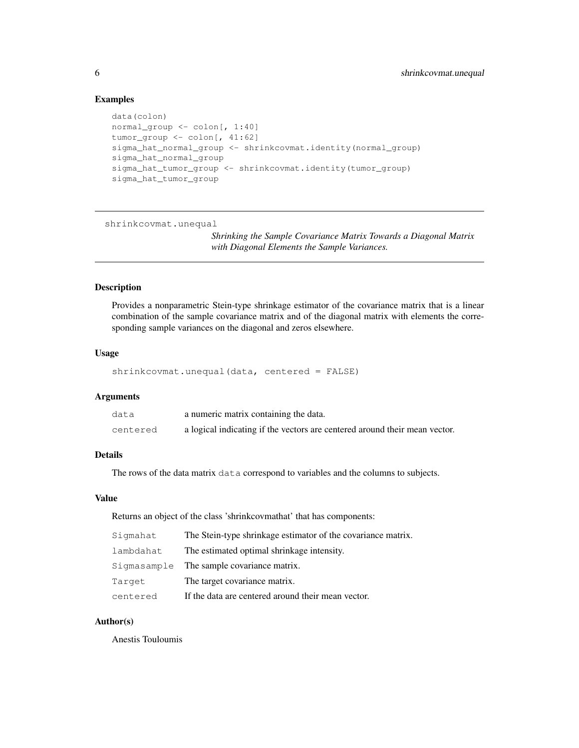### Examples

```
data(colon)
normal_group <- colon[, 1:40]
tumor_group <- colon[, 41:62]
sigma_hat_normal_group <- shrinkcovmat.identity(normal_group)
sigma_hat_normal_group
sigma_hat_tumor_group <- shrinkcovmat.identity(tumor_group)
sigma_hat_tumor_group
```

---

## shrinkcovmat.unequal

*Shrinking the Sample Covariance Matrix Towards a Diagonal Matrix with Diagonal Elements the Sample Variances.*

---

### Description

Provides a nonparametric Stein-type shrinkage estimator of the covariance matrix that is a linear combination of the sample covariance matrix and of the diagonal matrix with elements the corresponding sample variances on the diagonal and zeros elsewhere.

### Usage

```
shrinkcovmat.unequal(data, centered = FALSE)
```

### Arguments

| | |
|---|---|
| data | a numeric matrix containing the data. |
| centered | a logical indicating if the vectors are centered around their mean vector. |

### Details

The rows of the data matrix `data` correspond to variables and the columns to subjects.

### Value

Returns an object of the class 'shrinkcovmathat' that has components:

| | |
|---|---|
| Sigmahat | The Stein-type shrinkage estimator of the covariance matrix. |
| lambdahat | The estimated optimal shrinkage intensity. |
| Sigmasample | The sample covariance matrix. |
| Target | The target covariance matrix. |
| centered | If the data are centered around their mean vector. |

### Author(s)

Anestis Touloumis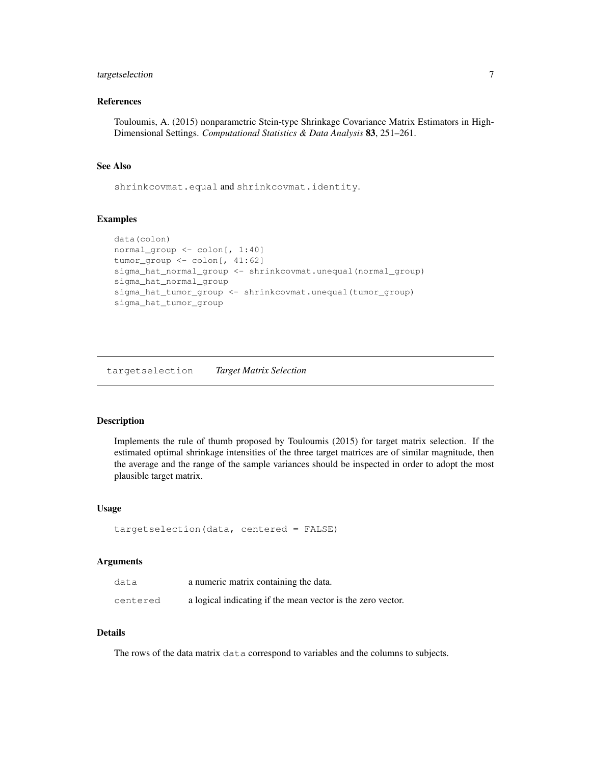### References

Touloumis, A. (2015) nonparametric Stein-type Shrinkage Covariance Matrix Estimators in High-Dimensional Settings. *Computational Statistics & Data Analysis* **83**, 251–261.

### See Also

`shrinkcovmat.equal` and `shrinkcovmat.identity`.

### Examples

```
data(colon)
normal_group <- colon[, 1:40]
tumor_group <- colon[, 41:62]
sigma_hat_normal_group <- shrinkcovmat.unequal(normal_group)
sigma_hat_normal_group
sigma_hat_tumor_group <- shrinkcovmat.unequal(tumor_group)
sigma_hat_tumor_group
```

---

## targetselection *Target Matrix Selection*

---

### Description

Implements the rule of thumb proposed by Touloumis (2015) for target matrix selection. If the estimated optimal shrinkage intensities of the three target matrices are of similar magnitude, then the average and the range of the sample variances should be inspected in order to adopt the most plausible target matrix.

### Usage

```
targetselection(data, centered = FALSE)
```

### Arguments

| | |
|---|---|
| `data` | a numeric matrix containing the data. |
| `centered` | a logical indicating if the mean vector is the zero vector. |

### Details

The rows of the data matrix `data` correspond to variables and the columns to subjects.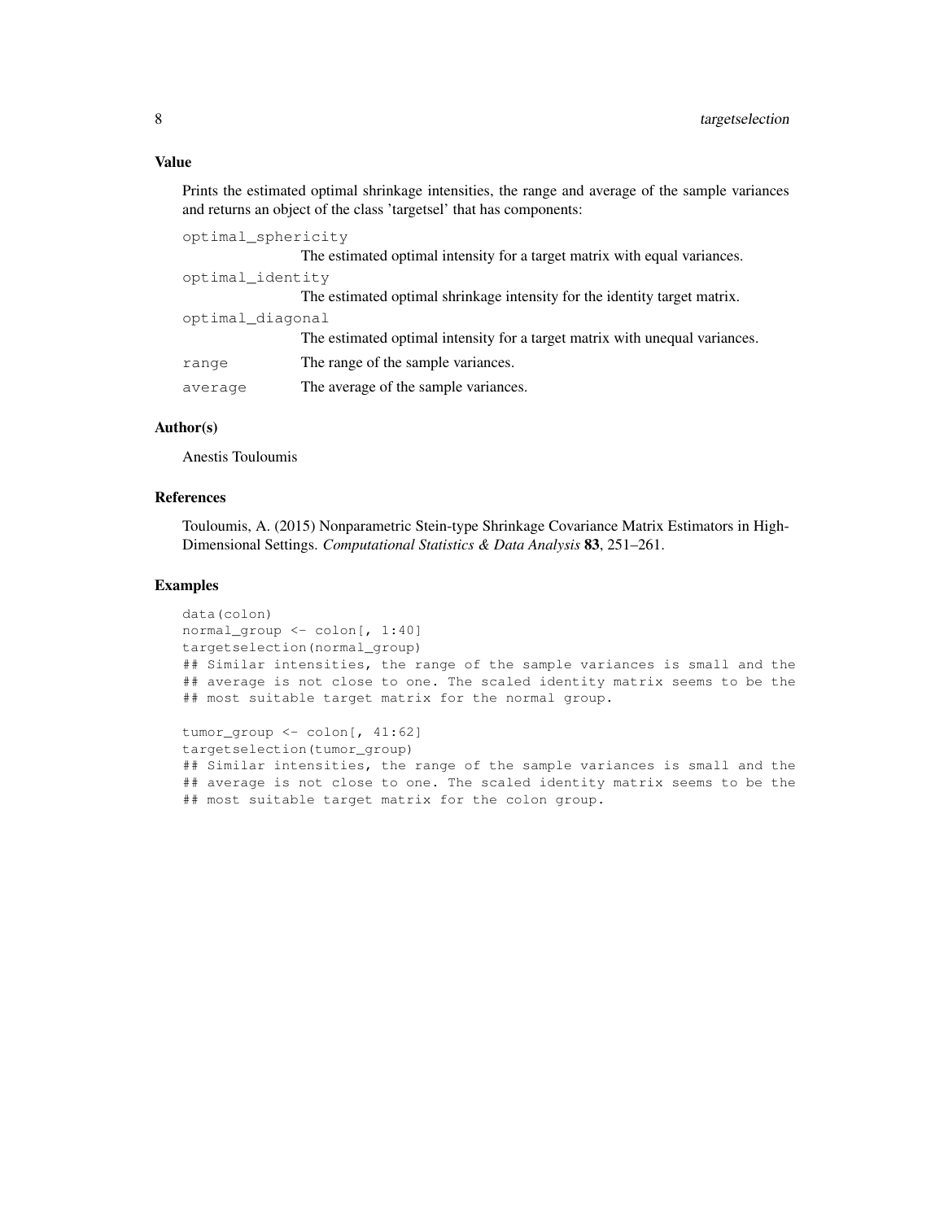## Value

Prints the estimated optimal shrinkage intensities, the range and average of the sample variances and returns an object of the class 'targetsel' that has components:

`optimal_sphericity`
: The estimated optimal intensity for a target matrix with equal variances.

`optimal_identity`
: The estimated optimal shrinkage intensity for the identity target matrix.

`optimal_diagonal`
: The estimated optimal intensity for a target matrix with unequal variances.

`range`
: The range of the sample variances.

`average`
: The average of the sample variances.

## Author(s)

Anestis Touloumis

## References

Touloumis, A. (2015) Nonparametric Stein-type Shrinkage Covariance Matrix Estimators in High-Dimensional Settings. *Computational Statistics & Data Analysis* **83**, 251–261.

## Examples

```
data(colon)
normal_group <- colon[, 1:40]
targetselection(normal_group)
## Similar intensities, the range of the sample variances is small and the
## average is not close to one. The scaled identity matrix seems to be the
## most suitable target matrix for the normal group.

tumor_group <- colon[, 41:62]
targetselection(tumor_group)
## Similar intensities, the range of the sample variances is small and the
## average is not close to one. The scaled identity matrix seems to be the
## most suitable target matrix for the colon group.
```